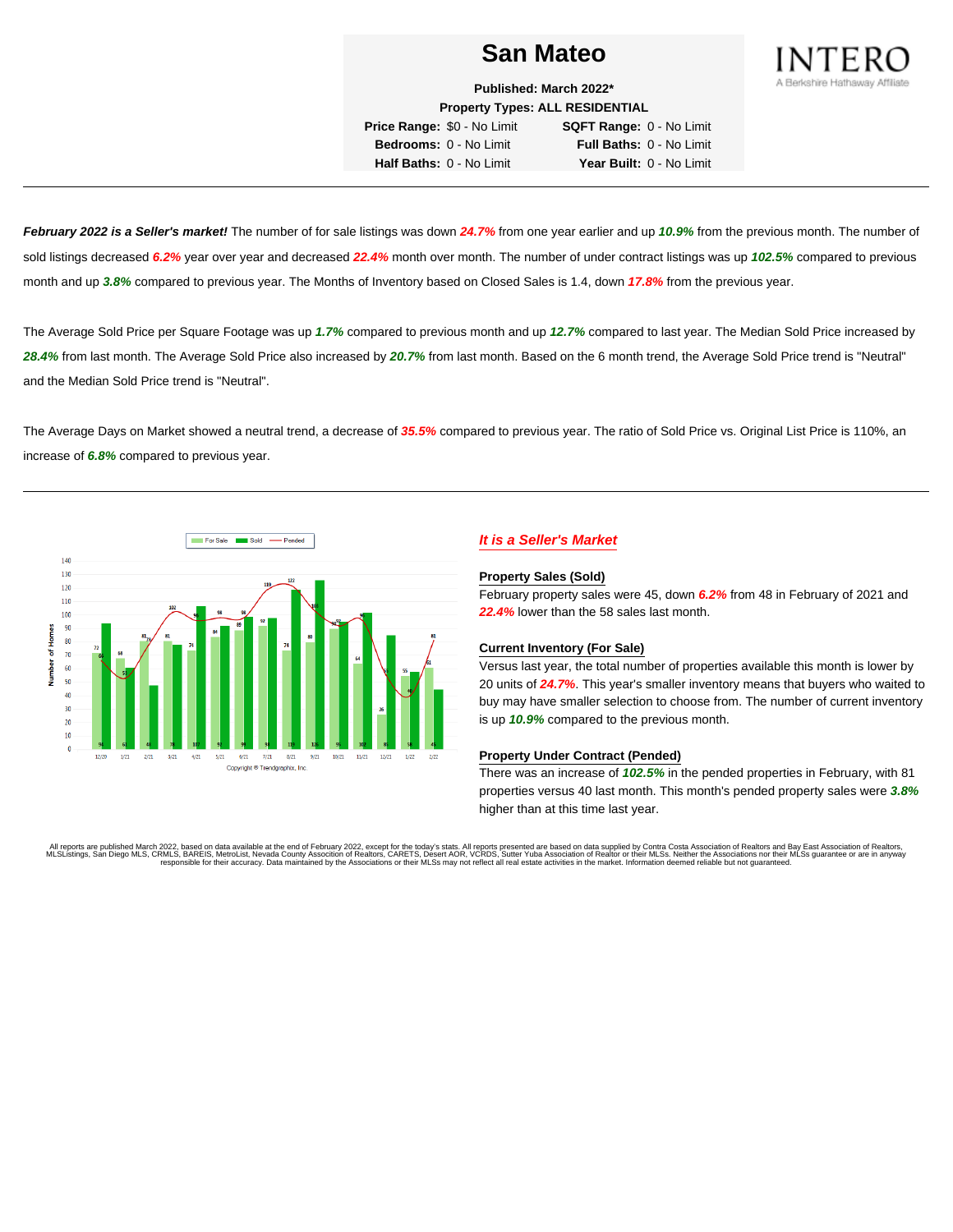# San Mateo

INTERO
A Berkshire Hathaway Affiliate

**Published: March 2022\***

**Property Types: ALL RESIDENTIAL**

| | | | |
|---|---|---|---|
| **Price Range:** | $0 - No Limit | **SQFT Range:** | 0 - No Limit |
| **Bedrooms:** | 0 - No Limit | **Full Baths:** | 0 - No Limit |
| **Half Baths:** | 0 - No Limit | **Year Built:** | 0 - No Limit |

---

***February 2022 is a Seller's market!*** The number of for sale listings was down ***24.7%*** from one year earlier and up ***10.9%*** from the previous month. The number of sold listings decreased ***6.2%*** year over year and decreased ***22.4%*** month over month. The number of under contract listings was up ***102.5%*** compared to previous month and up ***3.8%*** compared to previous year. The Months of Inventory based on Closed Sales is 1.4, down ***17.8%*** from the previous year.

The Average Sold Price per Square Footage was up ***1.7%*** compared to previous month and up ***12.7%*** compared to last year. The Median Sold Price increased by ***28.4%*** from last month. The Average Sold Price also increased by ***20.7%*** from last month. Based on the 6 month trend, the Average Sold Price trend is "Neutral" and the Median Sold Price trend is "Neutral".

The Average Days on Market showed a neutral trend, a decrease of ***35.5%*** compared to previous year. The ratio of Sold Price vs. Original List Price is 110%, an increase of ***6.8%*** compared to previous year.

---

Copyright ® Trendgraphix, Inc.

## *It is a Seller's Market*

### Property Sales (Sold)

February property sales were 45, down ***6.2%*** from 48 in February of 2021 and ***22.4%*** lower than the 58 sales last month.

### Current Inventory (For Sale)

Versus last year, the total number of properties available this month is lower by 20 units of ***24.7%***. This year's smaller inventory means that buyers who waited to buy may have smaller selection to choose from. The number of current inventory is up ***10.9%*** compared to the previous month.

### Property Under Contract (Pended)

There was an increase of ***102.5%*** in the pended properties in February, with 81 properties versus 40 last month. This month's pended property sales were ***3.8%*** higher than at this time last year.

All reports are published March 2022, based on data available at the end of February 2022, except for the today's stats. All reports presented are based on data supplied by Contra Costa Association of Realtors and Bay East Association of Realtors, MLSListings, San Diego MLS, CRMLS, BAREIS, MetroList, Nevada County Association of Realtors, CARETS, Desert AOR, VCRDS, Sutter Yuba Association of Realtor or their MLSs. Neither the Associations nor their MLSs guarantee or are in anyway responsible for their accuracy. Data maintained by the Associations or their MLSs may not reflect all real estate activities in the market. Information deemed reliable but not guaranteed.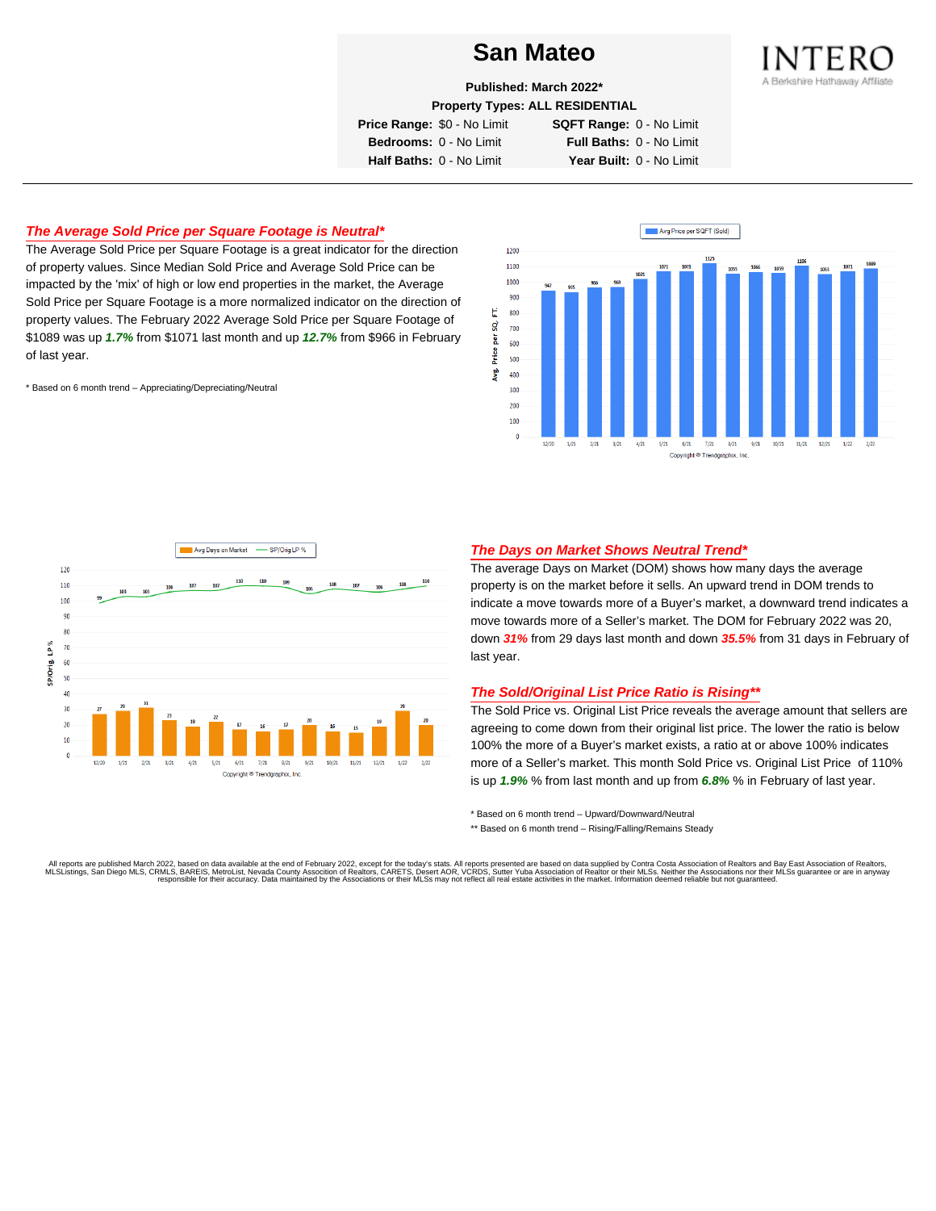# San Mateo

**Published: March 2022***

**Property Types: ALL RESIDENTIAL**

| | | | |
|---|---|---|---|
| **Price Range:** | $0 - No Limit | **SQFT Range:** | 0 - No Limit |
| **Bedrooms:** | 0 - No Limit | **Full Baths:** | 0 - No Limit |
| **Half Baths:** | 0 - No Limit | **Year Built:** | 0 - No Limit |

INTERO
A Berkshire Hathaway Affiliate

## *The Average Sold Price per Square Footage is Neutral**

The Average Sold Price per Square Footage is a great indicator for the direction of property values. Since Median Sold Price and Average Sold Price can be impacted by the 'mix' of high or low end properties in the market, the Average Sold Price per Square Footage is a more normalized indicator on the direction of property values. The February 2022 Average Sold Price per Square Footage of $1089 was up ***1.7%*** from $1071 last month and up ***12.7%*** from $966 in February of last year.

\* Based on 6 month trend – Appreciating/Depreciating/Neutral

Avg Price per SQFT (Sold)

| Month | 12/20 | 1/21 | 2/21 | 3/21 | 4/21 | 5/21 | 6/21 | 7/21 | 8/21 | 9/21 | 10/21 | 11/21 | 12/21 | 1/22 | 2/22 |
|---|---|---|---|---|---|---|---|---|---|---|---|---|---|---|---|
| Avg. Price per SQ. FT. | 947 | 935 | 966 | 969 | 1021 | 1071 | 1071 | 1125 | 1055 | 1066 | 1059 | 1106 | 1053 | 1071 | 1089 |

Copyright © Trendgraphix, Inc.

Avg Days on Market / SP/Orig LP %

| Month | 12/20 | 1/21 | 2/21 | 3/21 | 4/21 | 5/21 | 6/21 | 7/21 | 8/21 | 9/21 | 10/21 | 11/21 | 12/21 | 1/22 | 2/22 |
|---|---|---|---|---|---|---|---|---|---|---|---|---|---|---|---|
| Avg Days on Market | 27 | 29 | 31 | 23 | 19 | 22 | 17 | 16 | 17 | 20 | 16 | 15 | 19 | 29 | 20 |
| SP/Orig LP % | 99 | 103 | 103 | 106 | 107 | 107 | 110 | 110 | 109 | 105 | 108 | 107 | 106 | 108 | 110 |

Copyright © Trendgraphix, Inc.

## *The Days on Market Shows Neutral Trend**

The average Days on Market (DOM) shows how many days the average property is on the market before it sells. An upward trend in DOM trends to indicate a move towards more of a Buyer's market, a downward trend indicates a move towards more of a Seller's market. The DOM for February 2022 was 20, down ***31%*** from 29 days last month and down ***35.5%*** from 31 days in February of last year.

## *The Sold/Original List Price Ratio is Rising***

The Sold Price vs. Original List Price reveals the average amount that sellers are agreeing to come down from their original list price. The lower the ratio is below 100% the more of a Buyer's market exists, a ratio at or above 100% indicates more of a Seller's market. This month Sold Price vs. Original List Price of 110% is up ***1.9%*** % from last month and up from ***6.8%*** % in February of last year.

\* Based on 6 month trend – Upward/Downward/Neutral

\*\* Based on 6 month trend – Rising/Falling/Remains Steady

All reports are published March 2022, based on data available at the end of February 2022, except for the today's stats. All reports presented are based on data supplied by Contra Costa Association of Realtors and Bay East Association of Realtors, MLSListings, San Diego MLS, CRMLS, BAREIS, MetroList, Nevada County Association of Realtors, CARETS, Desert AOR, VCRDS, Sutter Yuba Association of Realtor or their MLSs. Neither the Associations nor their MLSs guarantee or are in anyway responsible for their accuracy. Data maintained by the Associations or their MLSs may not reflect all real estate activities in the market. Information deemed reliable but not guaranteed.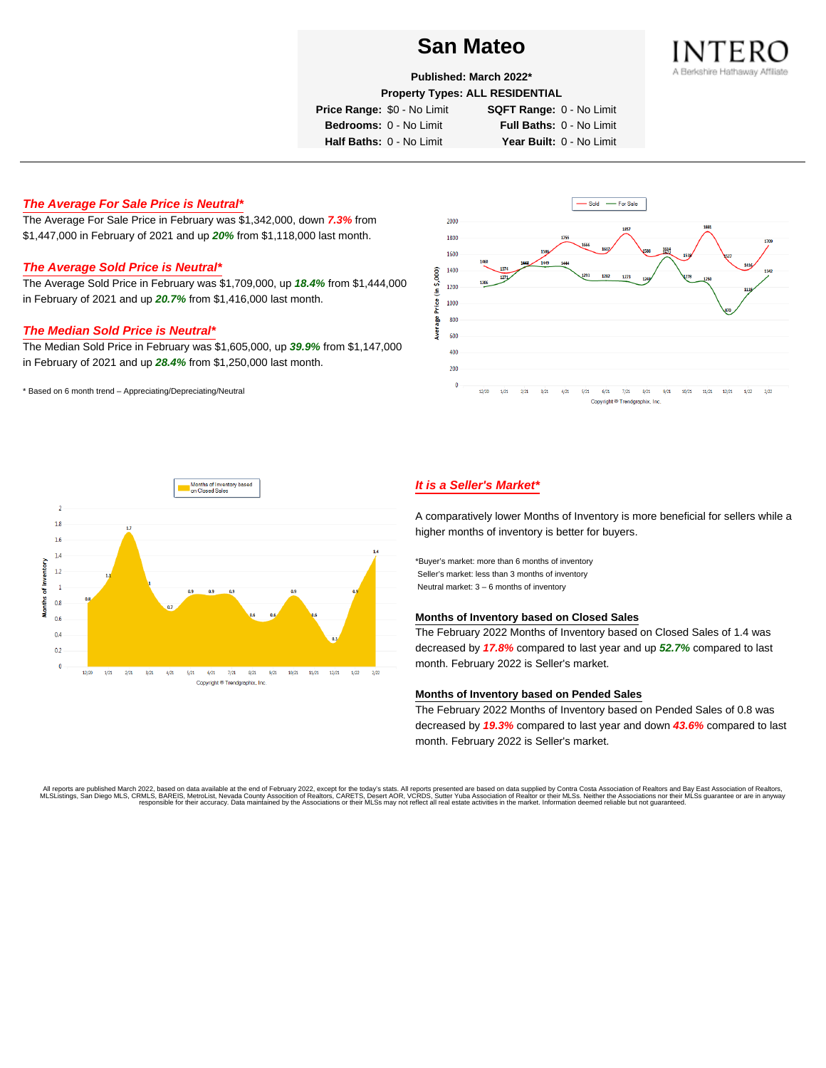# San Mateo

**Published: March 2022***

**Property Types: ALL RESIDENTIAL**

| | | | |
|---|---|---|---|
| **Price Range:** | $0 - No Limit | **SQFT Range:** | 0 - No Limit |
| **Bedrooms:** | 0 - No Limit | **Full Baths:** | 0 - No Limit |
| **Half Baths:** | 0 - No Limit | **Year Built:** | 0 - No Limit |

INTERO
A Berkshire Hathaway Affiliate

## *The Average For Sale Price is Neutral**

The Average For Sale Price in February was $1,342,000, down ***7.3%*** from $1,447,000 in February of 2021 and up ***20%*** from $1,118,000 last month.

## *The Average Sold Price is Neutral**

The Average Sold Price in February was $1,709,000, up ***18.4%*** from $1,444,000 in February of 2021 and up ***20.7%*** from $1,416,000 last month.

## *The Median Sold Price is Neutral**

The Median Sold Price in February was $1,605,000, up ***39.9%*** from $1,147,000 in February of 2021 and up ***28.4%*** from $1,250,000 last month.

* Based on 6 month trend – Appreciating/Depreciating/Neutral

## *It is a Seller's Market**

A comparatively lower Months of Inventory is more beneficial for sellers while a higher months of inventory is better for buyers.

*Buyer's market: more than 6 months of inventory
Seller's market: less than 3 months of inventory
Neutral market: 3 – 6 months of inventory

### Months of Inventory based on Closed Sales

The February 2022 Months of Inventory based on Closed Sales of 1.4 was decreased by ***17.8%*** compared to last year and up ***52.7%*** compared to last month. February 2022 is Seller's market.

### Months of Inventory based on Pended Sales

The February 2022 Months of Inventory based on Pended Sales of 0.8 was decreased by ***19.3%*** compared to last year and down ***43.6%*** compared to last month. February 2022 is Seller's market.

All reports are published March 2022, based on data available at the end of February 2022, except for the today's stats. All reports presented are based on data supplied by Contra Costa Association of Realtors and Bay East Association of Realtors, MLSListings, San Diego MLS, CRMLS, BAREIS, MetroList, Nevada County Association of Realtors, CARETS, Desert AOR, VCRDS, Sutter Yuba Association of Realtor or their MLSs. Neither the Associations nor their MLSs guarantee or are in anyway responsible for their accuracy. Data maintained by the Associations or their MLSs may not reflect all real estate activities in the market. Information deemed reliable but not guaranteed.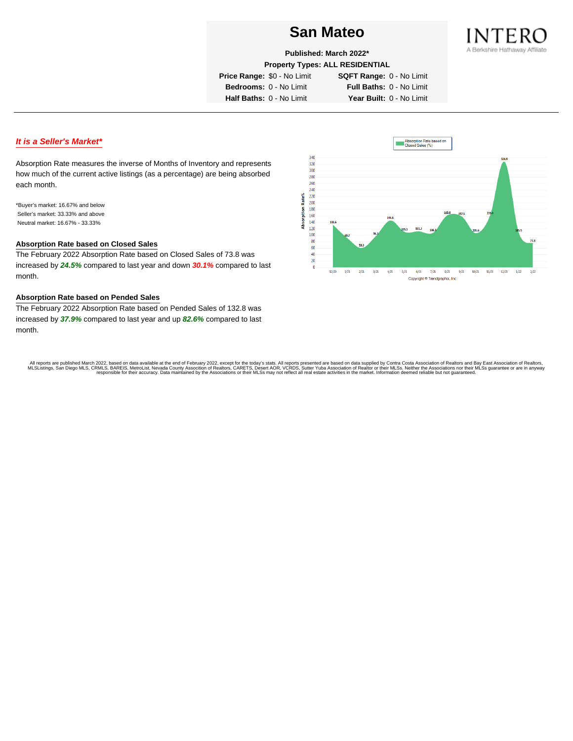# San Mateo

**Published: March 2022***

**Property Types: ALL RESIDENTIAL**

| | | | |
|---|---|---|---|
| **Price Range:** | $0 - No Limit | **SQFT Range:** | 0 - No Limit |
| **Bedrooms:** | 0 - No Limit | **Full Baths:** | 0 - No Limit |
| **Half Baths:** | 0 - No Limit | **Year Built:** | 0 - No Limit |

INTERO
A Berkshire Hathaway Affiliate

## *It is a Seller's Market**

Absorption Rate measures the inverse of Months of Inventory and represents how much of the current active listings (as a percentage) are being absorbed each month.

*Buyer's market: 16.67% and below
Seller's market: 33.33% and above
Neutral market: 16.67% - 33.33%

Absorption Rate based on Closed Sales (%)

Absorption Rate%

340
320
300
280
260
240
220
200
180
160
140
120
100
80
60
40
20
0

130.6
89.7
59.3
96.3
144.6
105.5
111.2
106.5
160.8
157.5
105.6
159.4
326.9
105.5
73.8

12/20 1/21 2/21 3/21 4/21 5/21 6/21 7/21 8/21 9/21 10/21 11/21 12/21 1/22 2/22

Copyright © Trendgraphix, Inc.

### Absorption Rate based on Closed Sales

The February 2022 Absorption Rate based on Closed Sales of 73.8 was increased by ***24.5%*** compared to last year and down ***30.1%*** compared to last month.

### Absorption Rate based on Pended Sales

The February 2022 Absorption Rate based on Pended Sales of 132.8 was increased by ***37.9%*** compared to last year and up ***82.6%*** compared to last month.

All reports are published March 2022, based on data available at the end of February 2022, except for the today's stats. All reports presented are based on data supplied by Contra Costa Association of Realtors and Bay East Association of Realtors, MLSListings, San Diego MLS, CRMLS, BAREIS, MetroList, Nevada County Assocition of Realtors, CARETS, Desert AOR, VCRDS, Sutter Yuba Association of Realtor or their MLSs. Neither the Associations nor their MLSs guarantee or are in anyway responsible for their accuracy. Data maintained by the Associations or their MLSs may not reflect all real estate activities in the market. Information deemed reliable but not guaranteed.